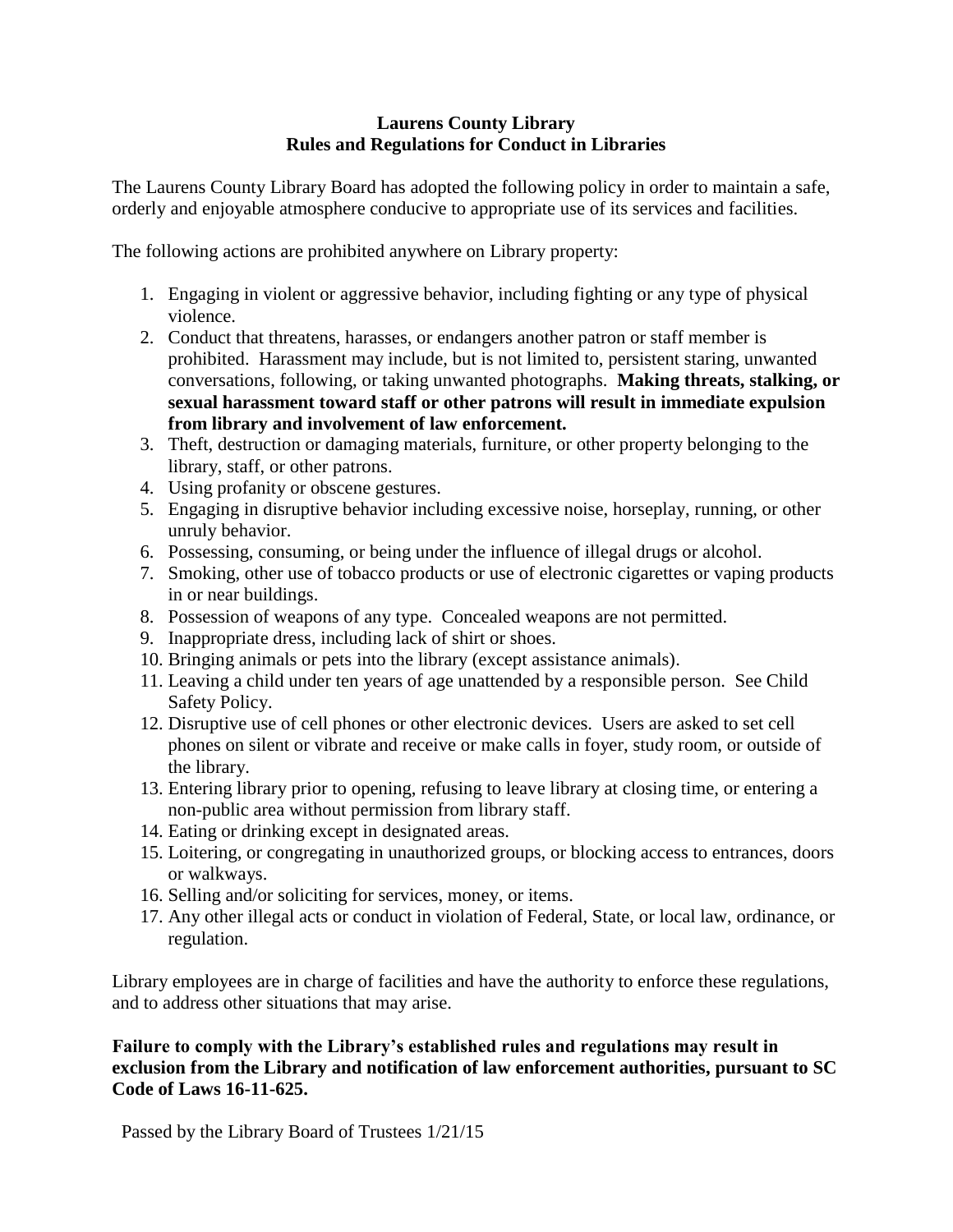# Laurens County Library
## Rules and Regulations for Conduct in Libraries

The Laurens County Library Board has adopted the following policy in order to maintain a safe, orderly and enjoyable atmosphere conducive to appropriate use of its services and facilities.

The following actions are prohibited anywhere on Library property:

1. Engaging in violent or aggressive behavior, including fighting or any type of physical violence.
2. Conduct that threatens, harasses, or endangers another patron or staff member is prohibited. Harassment may include, but is not limited to, persistent staring, unwanted conversations, following, or taking unwanted photographs. **Making threats, stalking, or sexual harassment toward staff or other patrons will result in immediate expulsion from library and involvement of law enforcement.**
3. Theft, destruction or damaging materials, furniture, or other property belonging to the library, staff, or other patrons.
4. Using profanity or obscene gestures.
5. Engaging in disruptive behavior including excessive noise, horseplay, running, or other unruly behavior.
6. Possessing, consuming, or being under the influence of illegal drugs or alcohol.
7. Smoking, other use of tobacco products or use of electronic cigarettes or vaping products in or near buildings.
8. Possession of weapons of any type. Concealed weapons are not permitted.
9. Inappropriate dress, including lack of shirt or shoes.
10. Bringing animals or pets into the library (except assistance animals).
11. Leaving a child under ten years of age unattended by a responsible person. See Child Safety Policy.
12. Disruptive use of cell phones or other electronic devices. Users are asked to set cell phones on silent or vibrate and receive or make calls in foyer, study room, or outside of the library.
13. Entering library prior to opening, refusing to leave library at closing time, or entering a non-public area without permission from library staff.
14. Eating or drinking except in designated areas.
15. Loitering, or congregating in unauthorized groups, or blocking access to entrances, doors or walkways.
16. Selling and/or soliciting for services, money, or items.
17. Any other illegal acts or conduct in violation of Federal, State, or local law, ordinance, or regulation.

Library employees are in charge of facilities and have the authority to enforce these regulations, and to address other situations that may arise.

**Failure to comply with the Library's established rules and regulations may result in exclusion from the Library and notification of law enforcement authorities, pursuant to SC Code of Laws 16-11-625.**

Passed by the Library Board of Trustees 1/21/15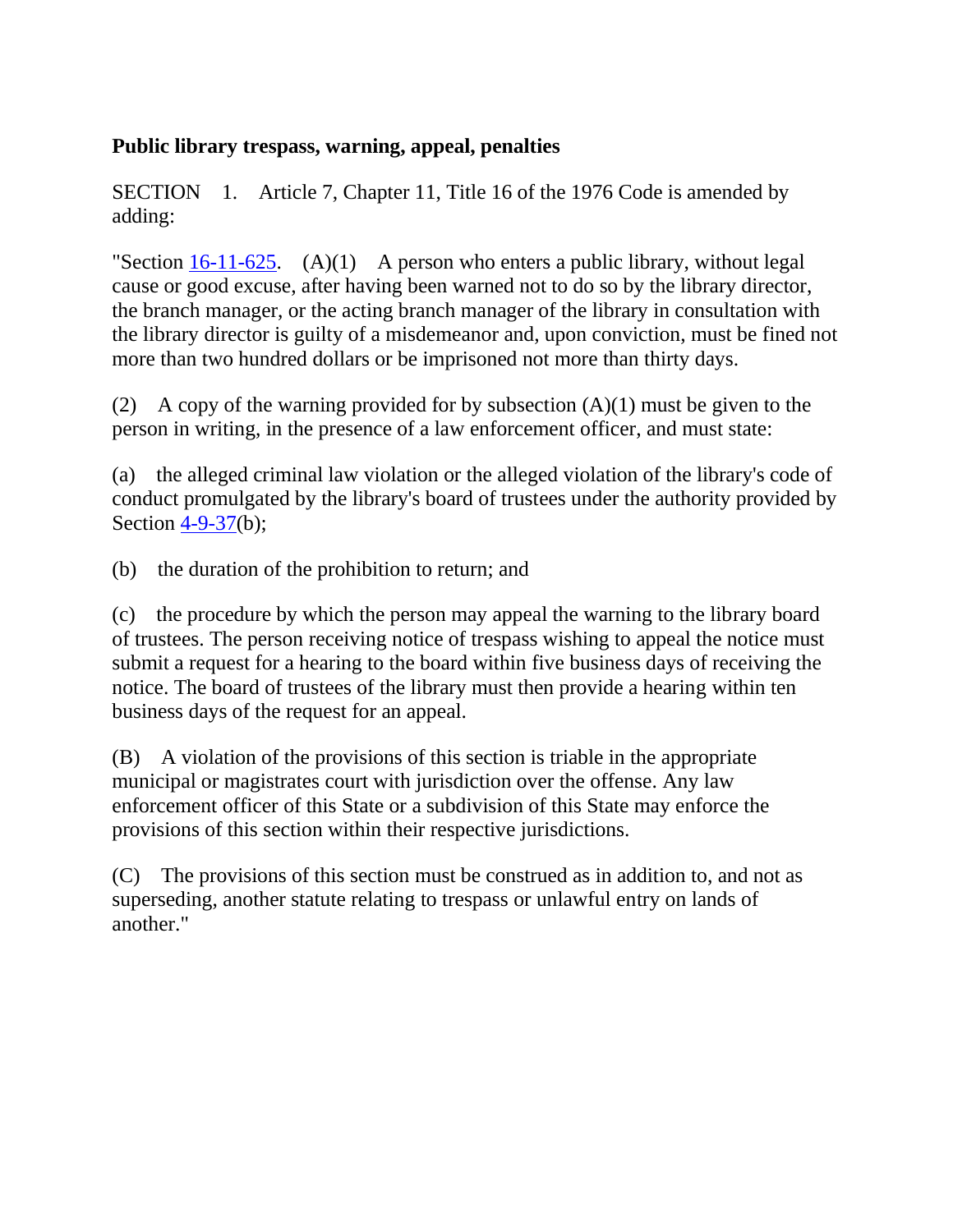**Public library trespass, warning, appeal, penalties**

SECTION 1. Article 7, Chapter 11, Title 16 of the 1976 Code is amended by adding:

"Section 16-11-625. (A)(1) A person who enters a public library, without legal cause or good excuse, after having been warned not to do so by the library director, the branch manager, or the acting branch manager of the library in consultation with the library director is guilty of a misdemeanor and, upon conviction, must be fined not more than two hundred dollars or be imprisoned not more than thirty days.

(2) A copy of the warning provided for by subsection (A)(1) must be given to the person in writing, in the presence of a law enforcement officer, and must state:

(a) the alleged criminal law violation or the alleged violation of the library's code of conduct promulgated by the library's board of trustees under the authority provided by Section 4-9-37(b);

(b) the duration of the prohibition to return; and

(c) the procedure by which the person may appeal the warning to the library board of trustees. The person receiving notice of trespass wishing to appeal the notice must submit a request for a hearing to the board within five business days of receiving the notice. The board of trustees of the library must then provide a hearing within ten business days of the request for an appeal.

(B) A violation of the provisions of this section is triable in the appropriate municipal or magistrates court with jurisdiction over the offense. Any law enforcement officer of this State or a subdivision of this State may enforce the provisions of this section within their respective jurisdictions.

(C) The provisions of this section must be construed as in addition to, and not as superseding, another statute relating to trespass or unlawful entry on lands of another."